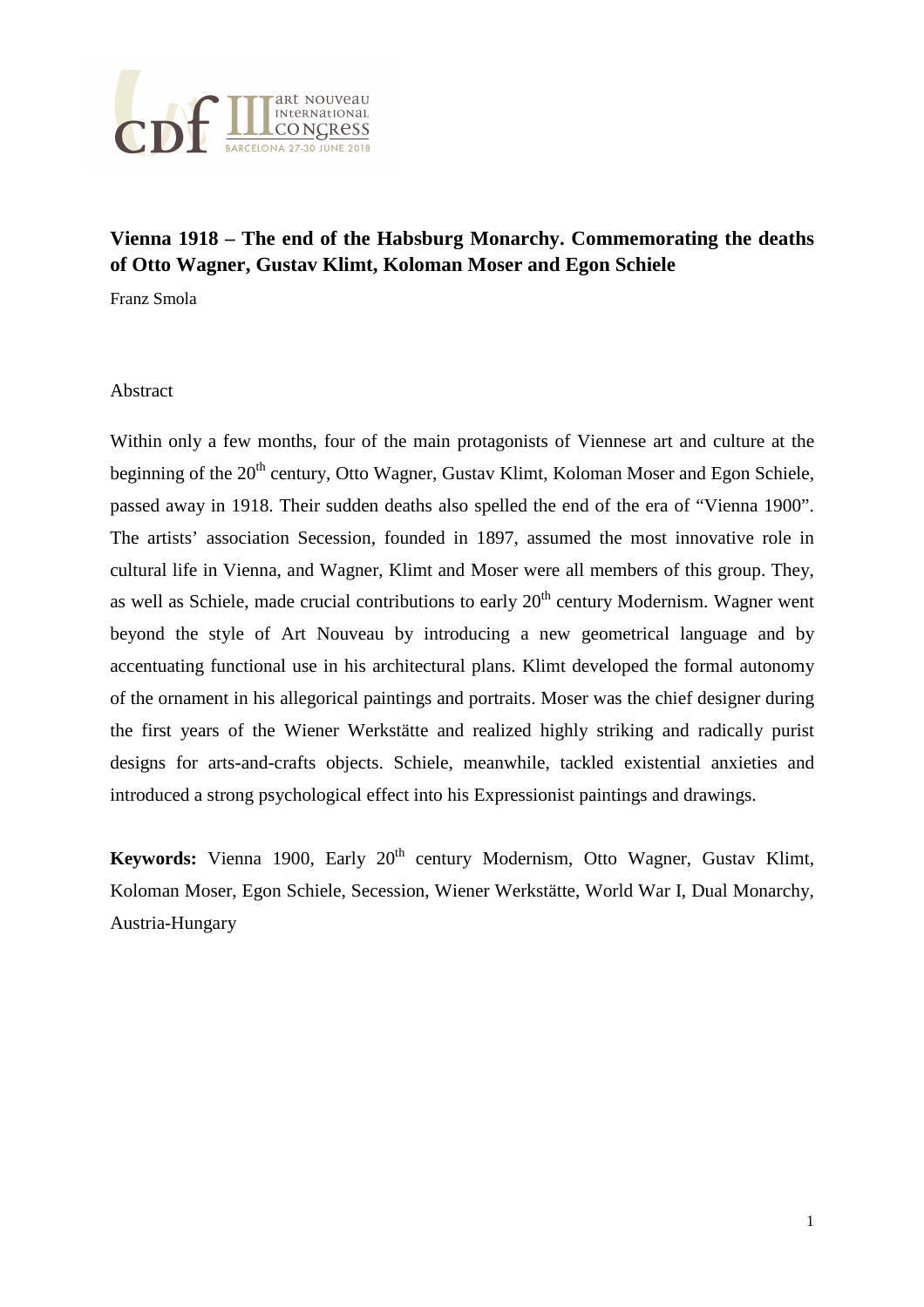# Vienna 1918 – The end of the Habsburg Monarchy. Commemorating the deaths of Otto Wagner, Gustav Klimt, Koloman Moser and Egon Schiele

Franz Smola

## Abstract

Within only a few months, four of the main protagonists of Viennese art and culture at the beginning of the 20th century, Otto Wagner, Gustav Klimt, Koloman Moser and Egon Schiele, passed away in 1918. Their sudden deaths also spelled the end of the era of "Vienna 1900". The artists' association Secession, founded in 1897, assumed the most innovative role in cultural life in Vienna, and Wagner, Klimt and Moser were all members of this group. They, as well as Schiele, made crucial contributions to early 20th century Modernism. Wagner went beyond the style of Art Nouveau by introducing a new geometrical language and by accentuating functional use in his architectural plans. Klimt developed the formal autonomy of the ornament in his allegorical paintings and portraits. Moser was the chief designer during the first years of the Wiener Werkstätte and realized highly striking and radically purist designs for arts-and-crafts objects. Schiele, meanwhile, tackled existential anxieties and introduced a strong psychological effect into his Expressionist paintings and drawings.

**Keywords:** Vienna 1900, Early 20th century Modernism, Otto Wagner, Gustav Klimt, Koloman Moser, Egon Schiele, Secession, Wiener Werkstätte, World War I, Dual Monarchy, Austria-Hungary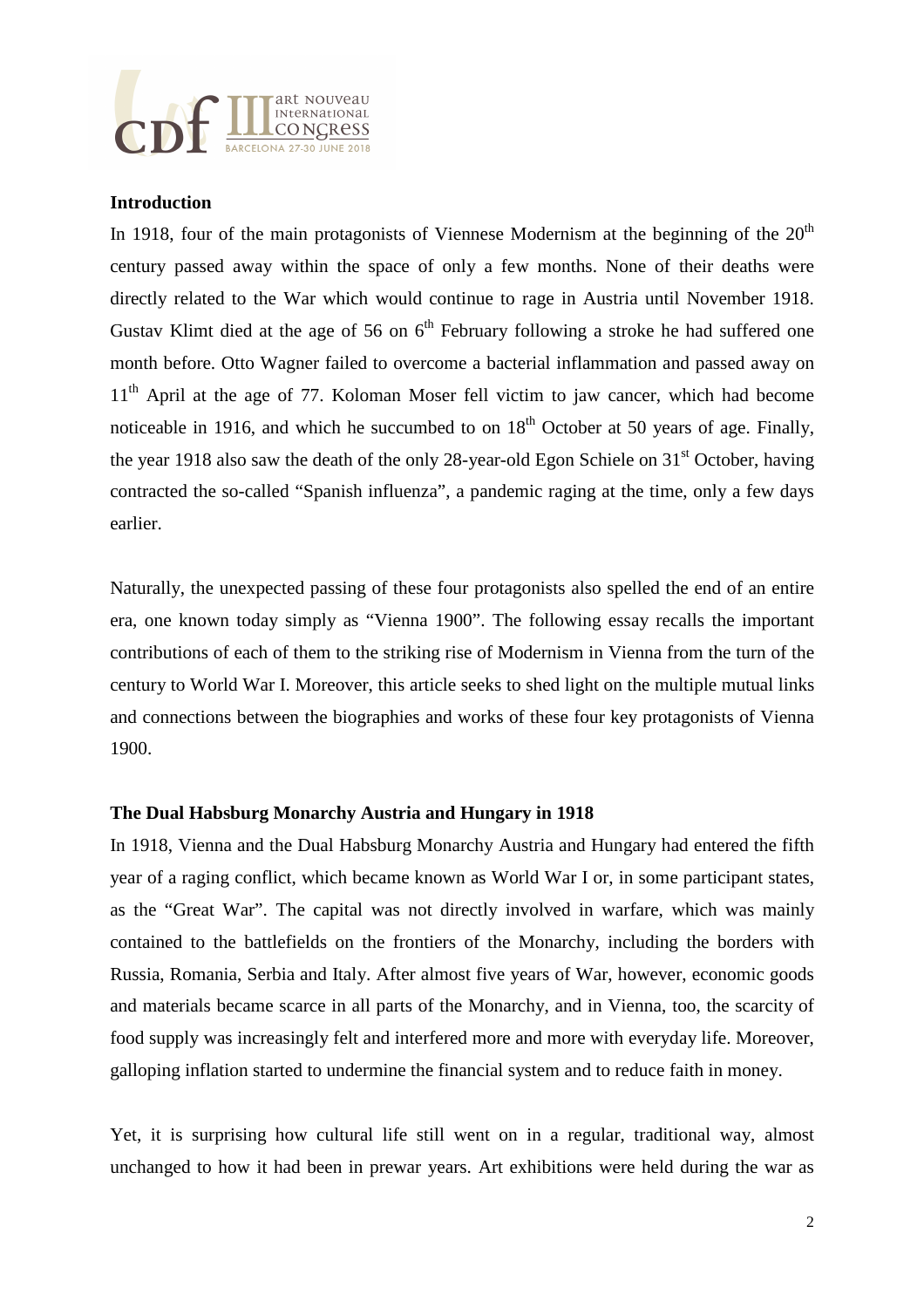## Introduction

In 1918, four of the main protagonists of Viennese Modernism at the beginning of the 20th century passed away within the space of only a few months. None of their deaths were directly related to the War which would continue to rage in Austria until November 1918. Gustav Klimt died at the age of 56 on 6th February following a stroke he had suffered one month before. Otto Wagner failed to overcome a bacterial inflammation and passed away on 11th April at the age of 77. Koloman Moser fell victim to jaw cancer, which had become noticeable in 1916, and which he succumbed to on 18th October at 50 years of age. Finally, the year 1918 also saw the death of the only 28-year-old Egon Schiele on 31st October, having contracted the so-called "Spanish influenza", a pandemic raging at the time, only a few days earlier.

Naturally, the unexpected passing of these four protagonists also spelled the end of an entire era, one known today simply as "Vienna 1900". The following essay recalls the important contributions of each of them to the striking rise of Modernism in Vienna from the turn of the century to World War I. Moreover, this article seeks to shed light on the multiple mutual links and connections between the biographies and works of these four key protagonists of Vienna 1900.

## The Dual Habsburg Monarchy Austria and Hungary in 1918

In 1918, Vienna and the Dual Habsburg Monarchy Austria and Hungary had entered the fifth year of a raging conflict, which became known as World War I or, in some participant states, as the "Great War". The capital was not directly involved in warfare, which was mainly contained to the battlefields on the frontiers of the Monarchy, including the borders with Russia, Romania, Serbia and Italy. After almost five years of War, however, economic goods and materials became scarce in all parts of the Monarchy, and in Vienna, too, the scarcity of food supply was increasingly felt and interfered more and more with everyday life. Moreover, galloping inflation started to undermine the financial system and to reduce faith in money.

Yet, it is surprising how cultural life still went on in a regular, traditional way, almost unchanged to how it had been in prewar years. Art exhibitions were held during the war as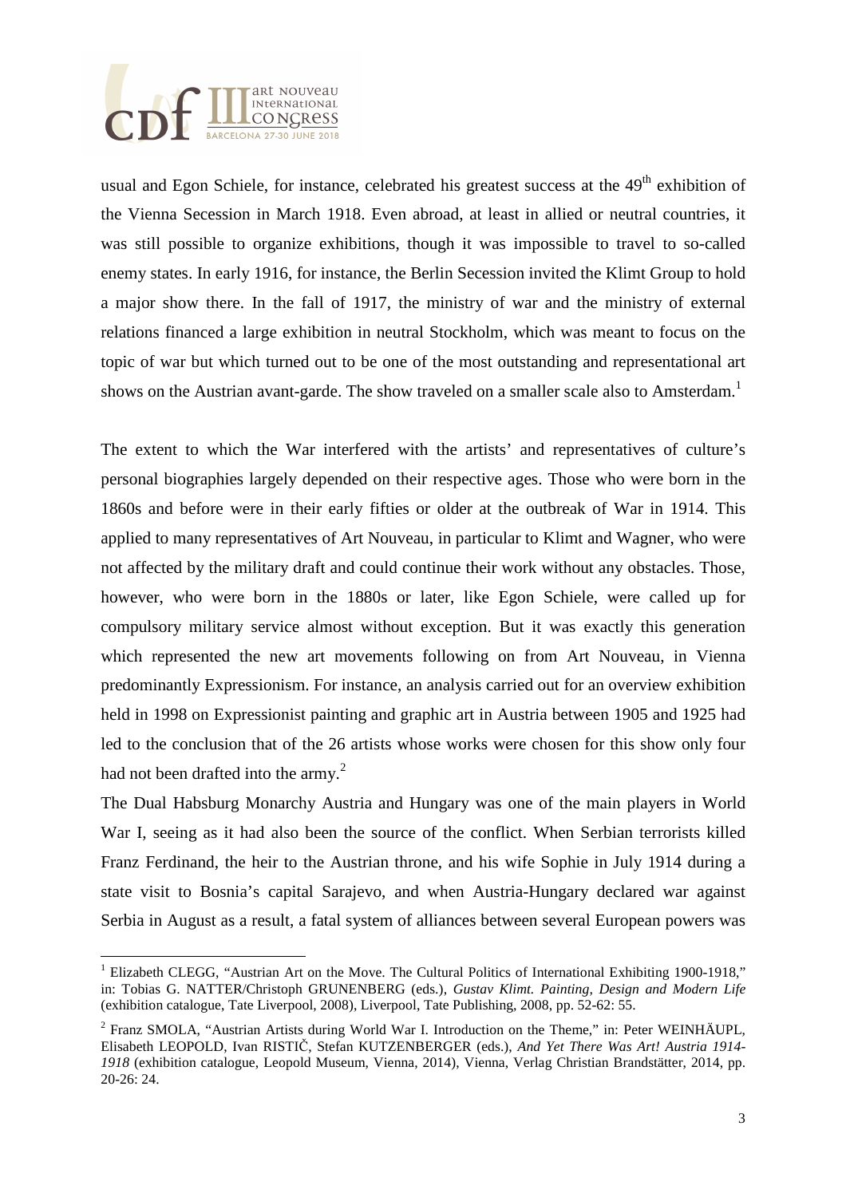usual and Egon Schiele, for instance, celebrated his greatest success at the 49th exhibition of the Vienna Secession in March 1918. Even abroad, at least in allied or neutral countries, it was still possible to organize exhibitions, though it was impossible to travel to so-called enemy states. In early 1916, for instance, the Berlin Secession invited the Klimt Group to hold a major show there. In the fall of 1917, the ministry of war and the ministry of external relations financed a large exhibition in neutral Stockholm, which was meant to focus on the topic of war but which turned out to be one of the most outstanding and representational art shows on the Austrian avant-garde. The show traveled on a smaller scale also to Amsterdam.[1]

The extent to which the War interfered with the artists' and representatives of culture's personal biographies largely depended on their respective ages. Those who were born in the 1860s and before were in their early fifties or older at the outbreak of War in 1914. This applied to many representatives of Art Nouveau, in particular to Klimt and Wagner, who were not affected by the military draft and could continue their work without any obstacles. Those, however, who were born in the 1880s or later, like Egon Schiele, were called up for compulsory military service almost without exception. But it was exactly this generation which represented the new art movements following on from Art Nouveau, in Vienna predominantly Expressionism. For instance, an analysis carried out for an overview exhibition held in 1998 on Expressionist painting and graphic art in Austria between 1905 and 1925 had led to the conclusion that of the 26 artists whose works were chosen for this show only four had not been drafted into the army.[2]

The Dual Habsburg Monarchy Austria and Hungary was one of the main players in World War I, seeing as it had also been the source of the conflict. When Serbian terrorists killed Franz Ferdinand, the heir to the Austrian throne, and his wife Sophie in July 1914 during a state visit to Bosnia's capital Sarajevo, and when Austria-Hungary declared war against Serbia in August as a result, a fatal system of alliances between several European powers was

---

[1] Elizabeth CLEGG, "Austrian Art on the Move. The Cultural Politics of International Exhibiting 1900-1918," in: Tobias G. NATTER/Christoph GRUNENBERG (eds.), *Gustav Klimt. Painting, Design and Modern Life* (exhibition catalogue, Tate Liverpool, 2008), Liverpool, Tate Publishing, 2008, pp. 52-62: 55.

[2] Franz SMOLA, "Austrian Artists during World War I. Introduction on the Theme," in: Peter WEINHÄUPL, Elisabeth LEOPOLD, Ivan RISTIČ, Stefan KUTZENBERGER (eds.), *And Yet There Was Art! Austria 1914-1918* (exhibition catalogue, Leopold Museum, Vienna, 2014), Vienna, Verlag Christian Brandstätter, 2014, pp. 20-26: 24.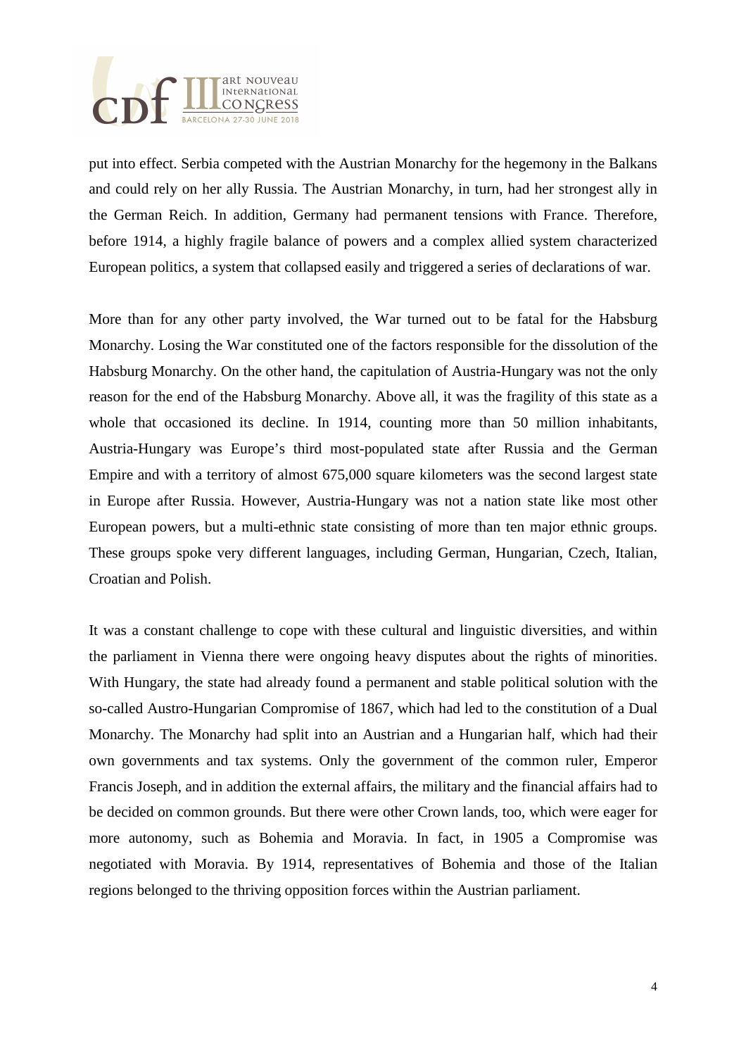put into effect. Serbia competed with the Austrian Monarchy for the hegemony in the Balkans and could rely on her ally Russia. The Austrian Monarchy, in turn, had her strongest ally in the German Reich. In addition, Germany had permanent tensions with France. Therefore, before 1914, a highly fragile balance of powers and a complex allied system characterized European politics, a system that collapsed easily and triggered a series of declarations of war.

More than for any other party involved, the War turned out to be fatal for the Habsburg Monarchy. Losing the War constituted one of the factors responsible for the dissolution of the Habsburg Monarchy. On the other hand, the capitulation of Austria-Hungary was not the only reason for the end of the Habsburg Monarchy. Above all, it was the fragility of this state as a whole that occasioned its decline. In 1914, counting more than 50 million inhabitants, Austria-Hungary was Europe's third most-populated state after Russia and the German Empire and with a territory of almost 675,000 square kilometers was the second largest state in Europe after Russia. However, Austria-Hungary was not a nation state like most other European powers, but a multi-ethnic state consisting of more than ten major ethnic groups. These groups spoke very different languages, including German, Hungarian, Czech, Italian, Croatian and Polish.

It was a constant challenge to cope with these cultural and linguistic diversities, and within the parliament in Vienna there were ongoing heavy disputes about the rights of minorities. With Hungary, the state had already found a permanent and stable political solution with the so-called Austro-Hungarian Compromise of 1867, which had led to the constitution of a Dual Monarchy. The Monarchy had split into an Austrian and a Hungarian half, which had their own governments and tax systems. Only the government of the common ruler, Emperor Francis Joseph, and in addition the external affairs, the military and the financial affairs had to be decided on common grounds. But there were other Crown lands, too, which were eager for more autonomy, such as Bohemia and Moravia. In fact, in 1905 a Compromise was negotiated with Moravia. By 1914, representatives of Bohemia and those of the Italian regions belonged to the thriving opposition forces within the Austrian parliament.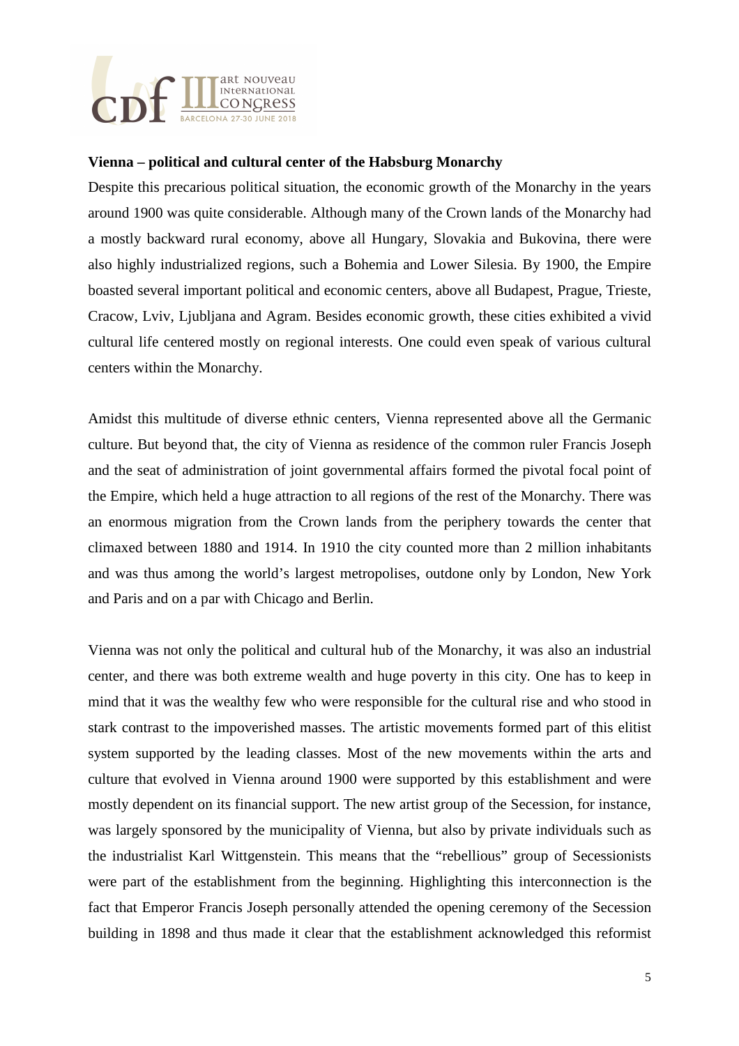**Vienna – political and cultural center of the Habsburg Monarchy**

Despite this precarious political situation, the economic growth of the Monarchy in the years around 1900 was quite considerable. Although many of the Crown lands of the Monarchy had a mostly backward rural economy, above all Hungary, Slovakia and Bukovina, there were also highly industrialized regions, such a Bohemia and Lower Silesia. By 1900, the Empire boasted several important political and economic centers, above all Budapest, Prague, Trieste, Cracow, Lviv, Ljubljana and Agram. Besides economic growth, these cities exhibited a vivid cultural life centered mostly on regional interests. One could even speak of various cultural centers within the Monarchy.

Amidst this multitude of diverse ethnic centers, Vienna represented above all the Germanic culture. But beyond that, the city of Vienna as residence of the common ruler Francis Joseph and the seat of administration of joint governmental affairs formed the pivotal focal point of the Empire, which held a huge attraction to all regions of the rest of the Monarchy. There was an enormous migration from the Crown lands from the periphery towards the center that climaxed between 1880 and 1914. In 1910 the city counted more than 2 million inhabitants and was thus among the world's largest metropolises, outdone only by London, New York and Paris and on a par with Chicago and Berlin.

Vienna was not only the political and cultural hub of the Monarchy, it was also an industrial center, and there was both extreme wealth and huge poverty in this city. One has to keep in mind that it was the wealthy few who were responsible for the cultural rise and who stood in stark contrast to the impoverished masses. The artistic movements formed part of this elitist system supported by the leading classes. Most of the new movements within the arts and culture that evolved in Vienna around 1900 were supported by this establishment and were mostly dependent on its financial support. The new artist group of the Secession, for instance, was largely sponsored by the municipality of Vienna, but also by private individuals such as the industrialist Karl Wittgenstein. This means that the "rebellious" group of Secessionists were part of the establishment from the beginning. Highlighting this interconnection is the fact that Emperor Francis Joseph personally attended the opening ceremony of the Secession building in 1898 and thus made it clear that the establishment acknowledged this reformist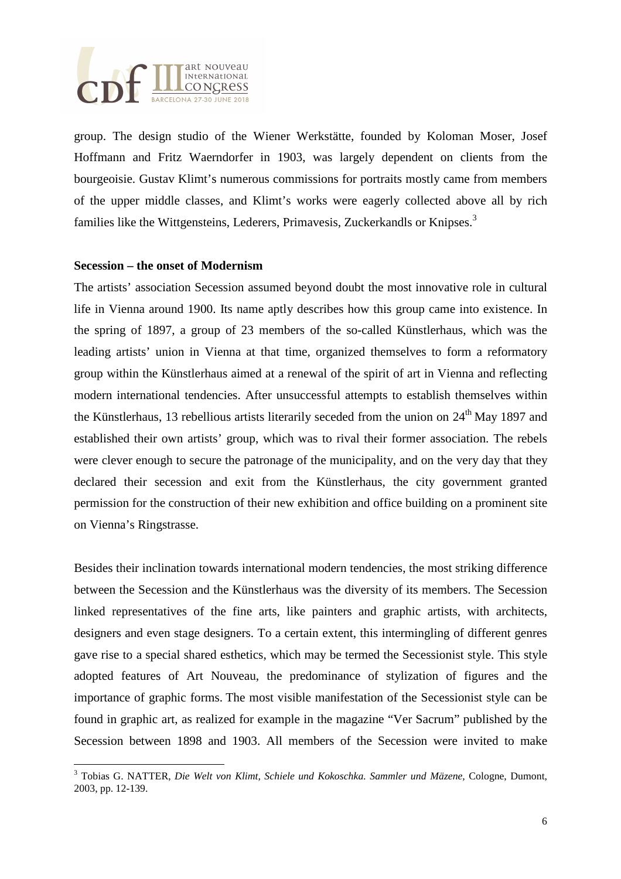group. The design studio of the Wiener Werkstätte, founded by Koloman Moser, Josef Hoffmann and Fritz Waerndorfer in 1903, was largely dependent on clients from the bourgeoisie. Gustav Klimt's numerous commissions for portraits mostly came from members of the upper middle classes, and Klimt's works were eagerly collected above all by rich families like the Wittgensteins, Lederers, Primavesis, Zuckerkandls or Knipses.[3]

**Secession – the onset of Modernism**

The artists' association Secession assumed beyond doubt the most innovative role in cultural life in Vienna around 1900. Its name aptly describes how this group came into existence. In the spring of 1897, a group of 23 members of the so-called Künstlerhaus, which was the leading artists' union in Vienna at that time, organized themselves to form a reformatory group within the Künstlerhaus aimed at a renewal of the spirit of art in Vienna and reflecting modern international tendencies. After unsuccessful attempts to establish themselves within the Künstlerhaus, 13 rebellious artists literarily seceded from the union on 24th May 1897 and established their own artists' group, which was to rival their former association. The rebels were clever enough to secure the patronage of the municipality, and on the very day that they declared their secession and exit from the Künstlerhaus, the city government granted permission for the construction of their new exhibition and office building on a prominent site on Vienna's Ringstrasse.

Besides their inclination towards international modern tendencies, the most striking difference between the Secession and the Künstlerhaus was the diversity of its members. The Secession linked representatives of the fine arts, like painters and graphic artists, with architects, designers and even stage designers. To a certain extent, this intermingling of different genres gave rise to a special shared esthetics, which may be termed the Secessionist style. This style adopted features of Art Nouveau, the predominance of stylization of figures and the importance of graphic forms. The most visible manifestation of the Secessionist style can be found in graphic art, as realized for example in the magazine "Ver Sacrum" published by the Secession between 1898 and 1903. All members of the Secession were invited to make

---

[3] Tobias G. NATTER, *Die Welt von Klimt, Schiele und Kokoschka. Sammler und Mäzene*, Cologne, Dumont, 2003, pp. 12-139.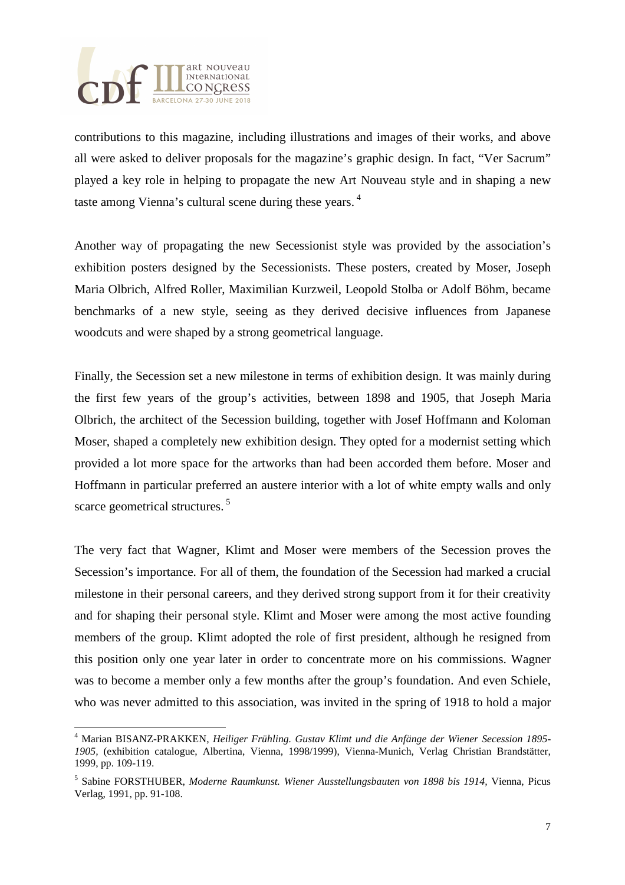contributions to this magazine, including illustrations and images of their works, and above all were asked to deliver proposals for the magazine's graphic design. In fact, "Ver Sacrum" played a key role in helping to propagate the new Art Nouveau style and in shaping a new taste among Vienna's cultural scene during these years. [4]

Another way of propagating the new Secessionist style was provided by the association's exhibition posters designed by the Secessionists. These posters, created by Moser, Joseph Maria Olbrich, Alfred Roller, Maximilian Kurzweil, Leopold Stolba or Adolf Böhm, became benchmarks of a new style, seeing as they derived decisive influences from Japanese woodcuts and were shaped by a strong geometrical language.

Finally, the Secession set a new milestone in terms of exhibition design. It was mainly during the first few years of the group's activities, between 1898 and 1905, that Joseph Maria Olbrich, the architect of the Secession building, together with Josef Hoffmann and Koloman Moser, shaped a completely new exhibition design. They opted for a modernist setting which provided a lot more space for the artworks than had been accorded them before. Moser and Hoffmann in particular preferred an austere interior with a lot of white empty walls and only scarce geometrical structures. [5]

The very fact that Wagner, Klimt and Moser were members of the Secession proves the Secession's importance. For all of them, the foundation of the Secession had marked a crucial milestone in their personal careers, and they derived strong support from it for their creativity and for shaping their personal style. Klimt and Moser were among the most active founding members of the group. Klimt adopted the role of first president, although he resigned from this position only one year later in order to concentrate more on his commissions. Wagner was to become a member only a few months after the group's foundation. And even Schiele, who was never admitted to this association, was invited in the spring of 1918 to hold a major

---

[4] Marian BISANZ-PRAKKEN, *Heiliger Frühling. Gustav Klimt und die Anfänge der Wiener Secession 1895-1905*, (exhibition catalogue, Albertina, Vienna, 1998/1999), Vienna-Munich, Verlag Christian Brandstätter, 1999, pp. 109-119.

[5] Sabine FORSTHUBER, *Moderne Raumkunst. Wiener Ausstellungsbauten von 1898 bis 1914*, Vienna, Picus Verlag, 1991, pp. 91-108.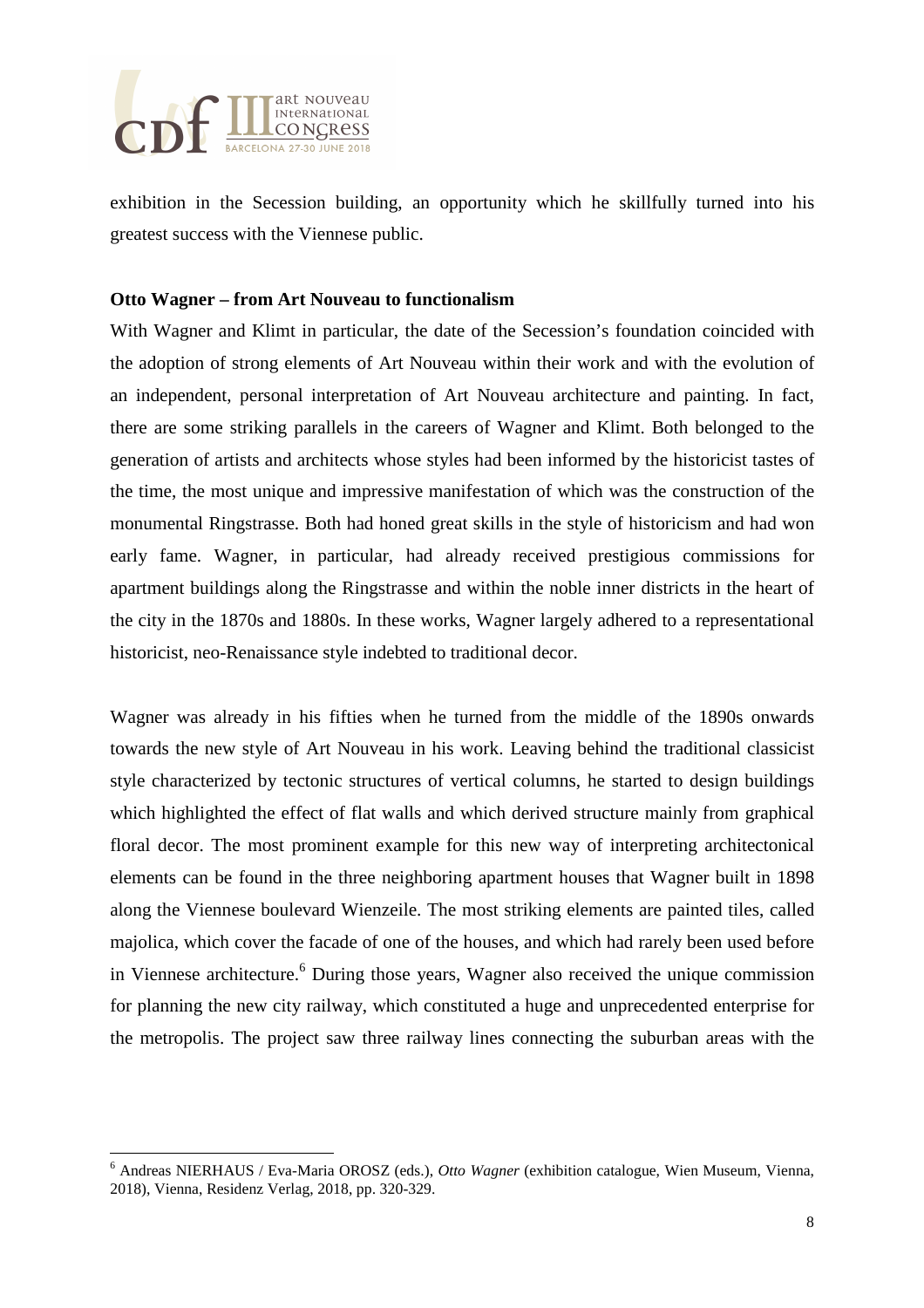exhibition in the Secession building, an opportunity which he skillfully turned into his greatest success with the Viennese public.

**Otto Wagner – from Art Nouveau to functionalism**

With Wagner and Klimt in particular, the date of the Secession's foundation coincided with the adoption of strong elements of Art Nouveau within their work and with the evolution of an independent, personal interpretation of Art Nouveau architecture and painting. In fact, there are some striking parallels in the careers of Wagner and Klimt. Both belonged to the generation of artists and architects whose styles had been informed by the historicist tastes of the time, the most unique and impressive manifestation of which was the construction of the monumental Ringstrasse. Both had honed great skills in the style of historicism and had won early fame. Wagner, in particular, had already received prestigious commissions for apartment buildings along the Ringstrasse and within the noble inner districts in the heart of the city in the 1870s and 1880s. In these works, Wagner largely adhered to a representational historicist, neo-Renaissance style indebted to traditional decor.

Wagner was already in his fifties when he turned from the middle of the 1890s onwards towards the new style of Art Nouveau in his work. Leaving behind the traditional classicist style characterized by tectonic structures of vertical columns, he started to design buildings which highlighted the effect of flat walls and which derived structure mainly from graphical floral decor. The most prominent example for this new way of interpreting architectonical elements can be found in the three neighboring apartment houses that Wagner built in 1898 along the Viennese boulevard Wienzeile. The most striking elements are painted tiles, called majolica, which cover the facade of one of the houses, and which had rarely been used before in Viennese architecture.[6] During those years, Wagner also received the unique commission for planning the new city railway, which constituted a huge and unprecedented enterprise for the metropolis. The project saw three railway lines connecting the suburban areas with the

---

[6] Andreas NIERHAUS / Eva-Maria OROSZ (eds.), *Otto Wagner* (exhibition catalogue, Wien Museum, Vienna, 2018), Vienna, Residenz Verlag, 2018, pp. 320-329.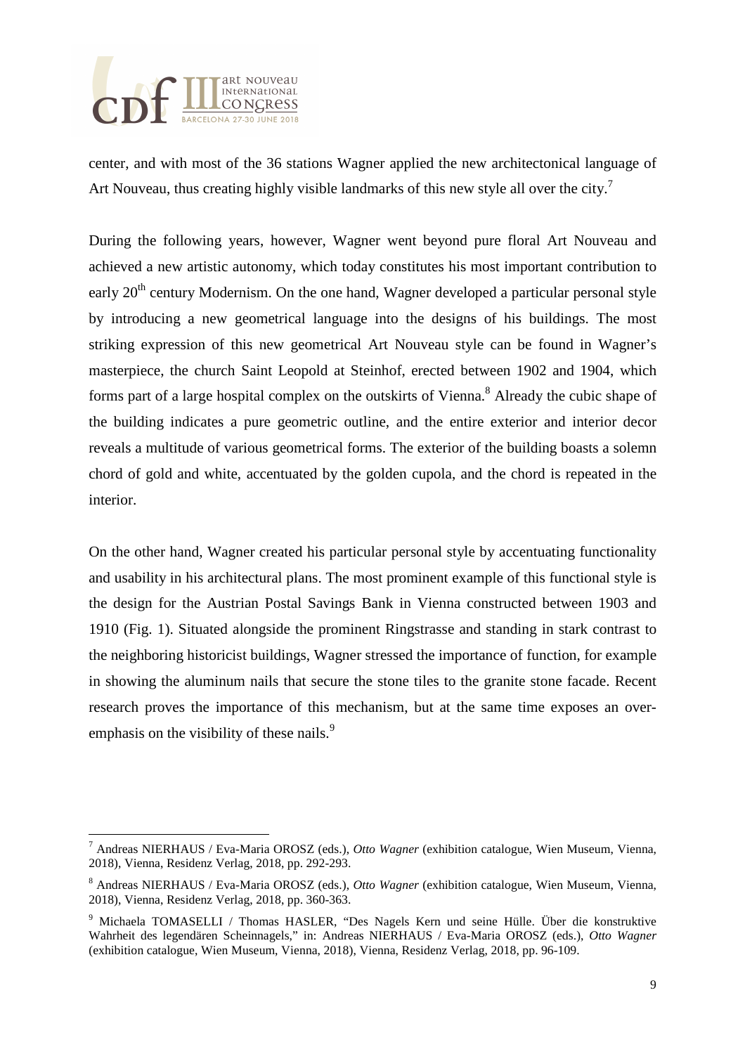center, and with most of the 36 stations Wagner applied the new architectonical language of Art Nouveau, thus creating highly visible landmarks of this new style all over the city.[7]

During the following years, however, Wagner went beyond pure floral Art Nouveau and achieved a new artistic autonomy, which today constitutes his most important contribution to early 20th century Modernism. On the one hand, Wagner developed a particular personal style by introducing a new geometrical language into the designs of his buildings. The most striking expression of this new geometrical Art Nouveau style can be found in Wagner's masterpiece, the church Saint Leopold at Steinhof, erected between 1902 and 1904, which forms part of a large hospital complex on the outskirts of Vienna.[8] Already the cubic shape of the building indicates a pure geometric outline, and the entire exterior and interior decor reveals a multitude of various geometrical forms. The exterior of the building boasts a solemn chord of gold and white, accentuated by the golden cupola, and the chord is repeated in the interior.

On the other hand, Wagner created his particular personal style by accentuating functionality and usability in his architectural plans. The most prominent example of this functional style is the design for the Austrian Postal Savings Bank in Vienna constructed between 1903 and 1910 (Fig. 1). Situated alongside the prominent Ringstrasse and standing in stark contrast to the neighboring historicist buildings, Wagner stressed the importance of function, for example in showing the aluminum nails that secure the stone tiles to the granite stone facade. Recent research proves the importance of this mechanism, but at the same time exposes an over-emphasis on the visibility of these nails.[9]

---

[7] Andreas NIERHAUS / Eva-Maria OROSZ (eds.), *Otto Wagner* (exhibition catalogue, Wien Museum, Vienna, 2018), Vienna, Residenz Verlag, 2018, pp. 292-293.

[8] Andreas NIERHAUS / Eva-Maria OROSZ (eds.), *Otto Wagner* (exhibition catalogue, Wien Museum, Vienna, 2018), Vienna, Residenz Verlag, 2018, pp. 360-363.

[9] Michaela TOMASELLI / Thomas HASLER, "Des Nagels Kern und seine Hülle. Über die konstruktive Wahrheit des legendären Scheinnagels," in: Andreas NIERHAUS / Eva-Maria OROSZ (eds.), *Otto Wagner* (exhibition catalogue, Wien Museum, Vienna, 2018), Vienna, Residenz Verlag, 2018, pp. 96-109.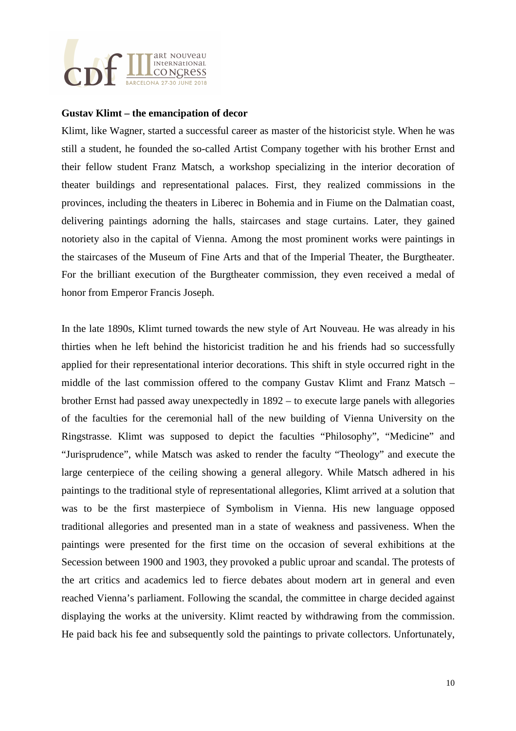**Gustav Klimt – the emancipation of decor**

Klimt, like Wagner, started a successful career as master of the historicist style. When he was still a student, he founded the so-called Artist Company together with his brother Ernst and their fellow student Franz Matsch, a workshop specializing in the interior decoration of theater buildings and representational palaces. First, they realized commissions in the provinces, including the theaters in Liberec in Bohemia and in Fiume on the Dalmatian coast, delivering paintings adorning the halls, staircases and stage curtains. Later, they gained notoriety also in the capital of Vienna. Among the most prominent works were paintings in the staircases of the Museum of Fine Arts and that of the Imperial Theater, the Burgtheater. For the brilliant execution of the Burgtheater commission, they even received a medal of honor from Emperor Francis Joseph.

In the late 1890s, Klimt turned towards the new style of Art Nouveau. He was already in his thirties when he left behind the historicist tradition he and his friends had so successfully applied for their representational interior decorations. This shift in style occurred right in the middle of the last commission offered to the company Gustav Klimt and Franz Matsch – brother Ernst had passed away unexpectedly in 1892 – to execute large panels with allegories of the faculties for the ceremonial hall of the new building of Vienna University on the Ringstrasse. Klimt was supposed to depict the faculties "Philosophy", "Medicine" and "Jurisprudence", while Matsch was asked to render the faculty "Theology" and execute the large centerpiece of the ceiling showing a general allegory. While Matsch adhered in his paintings to the traditional style of representational allegories, Klimt arrived at a solution that was to be the first masterpiece of Symbolism in Vienna. His new language opposed traditional allegories and presented man in a state of weakness and passiveness. When the paintings were presented for the first time on the occasion of several exhibitions at the Secession between 1900 and 1903, they provoked a public uproar and scandal. The protests of the art critics and academics led to fierce debates about modern art in general and even reached Vienna's parliament. Following the scandal, the committee in charge decided against displaying the works at the university. Klimt reacted by withdrawing from the commission. He paid back his fee and subsequently sold the paintings to private collectors. Unfortunately,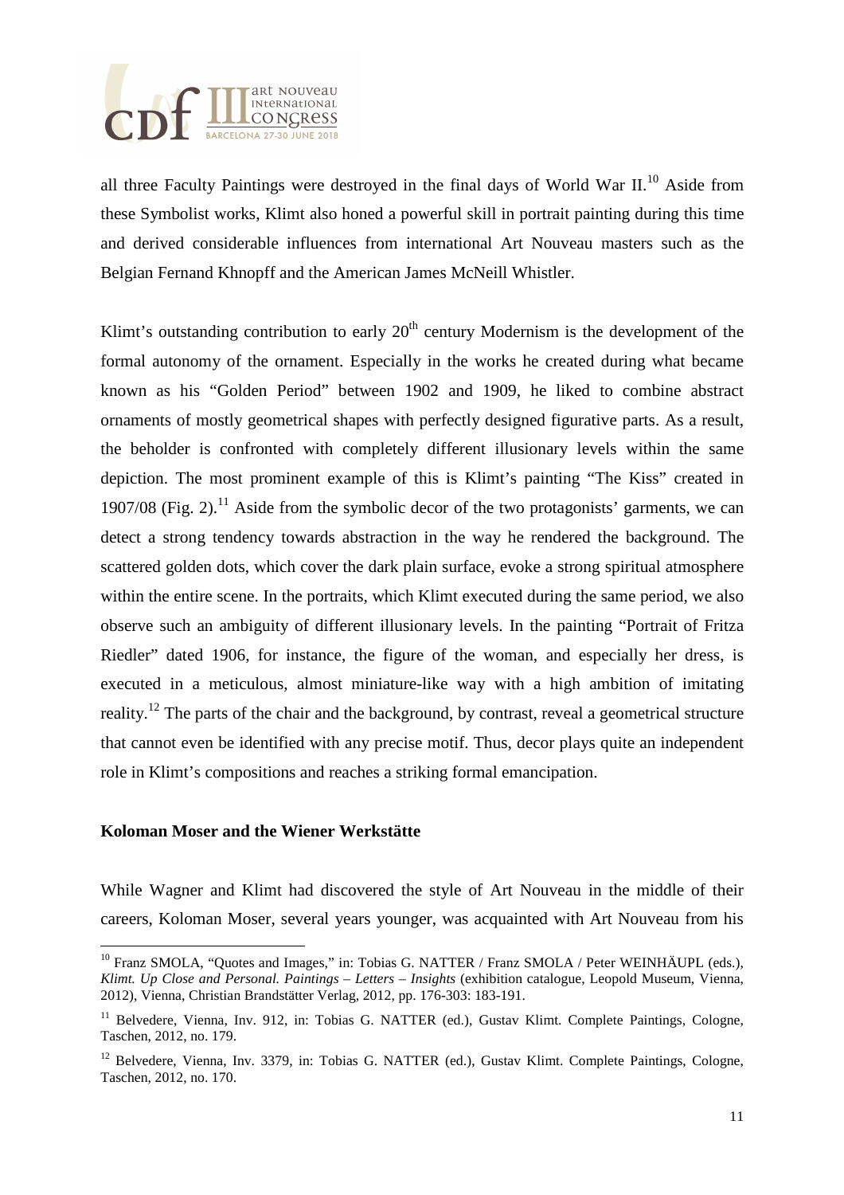all three Faculty Paintings were destroyed in the final days of World War II.[10] Aside from these Symbolist works, Klimt also honed a powerful skill in portrait painting during this time and derived considerable influences from international Art Nouveau masters such as the Belgian Fernand Khnopff and the American James McNeill Whistler.

Klimt's outstanding contribution to early 20th century Modernism is the development of the formal autonomy of the ornament. Especially in the works he created during what became known as his "Golden Period" between 1902 and 1909, he liked to combine abstract ornaments of mostly geometrical shapes with perfectly designed figurative parts. As a result, the beholder is confronted with completely different illusionary levels within the same depiction. The most prominent example of this is Klimt's painting "The Kiss" created in 1907/08 (Fig. 2).[11] Aside from the symbolic decor of the two protagonists' garments, we can detect a strong tendency towards abstraction in the way he rendered the background. The scattered golden dots, which cover the dark plain surface, evoke a strong spiritual atmosphere within the entire scene. In the portraits, which Klimt executed during the same period, we also observe such an ambiguity of different illusionary levels. In the painting "Portrait of Fritza Riedler" dated 1906, for instance, the figure of the woman, and especially her dress, is executed in a meticulous, almost miniature-like way with a high ambition of imitating reality.[12] The parts of the chair and the background, by contrast, reveal a geometrical structure that cannot even be identified with any precise motif. Thus, decor plays quite an independent role in Klimt's compositions and reaches a striking formal emancipation.

### Koloman Moser and the Wiener Werkstätte

While Wagner and Klimt had discovered the style of Art Nouveau in the middle of their careers, Koloman Moser, several years younger, was acquainted with Art Nouveau from his

---

[10] Franz SMOLA, "Quotes and Images," in: Tobias G. NATTER / Franz SMOLA / Peter WEINHÄUPL (eds.), *Klimt. Up Close and Personal. Paintings – Letters – Insights* (exhibition catalogue, Leopold Museum, Vienna, 2012), Vienna, Christian Brandstätter Verlag, 2012, pp. 176-303: 183-191.

[11] Belvedere, Vienna, Inv. 912, in: Tobias G. NATTER (ed.), Gustav Klimt. Complete Paintings, Cologne, Taschen, 2012, no. 179.

[12] Belvedere, Vienna, Inv. 3379, in: Tobias G. NATTER (ed.), Gustav Klimt. Complete Paintings, Cologne, Taschen, 2012, no. 170.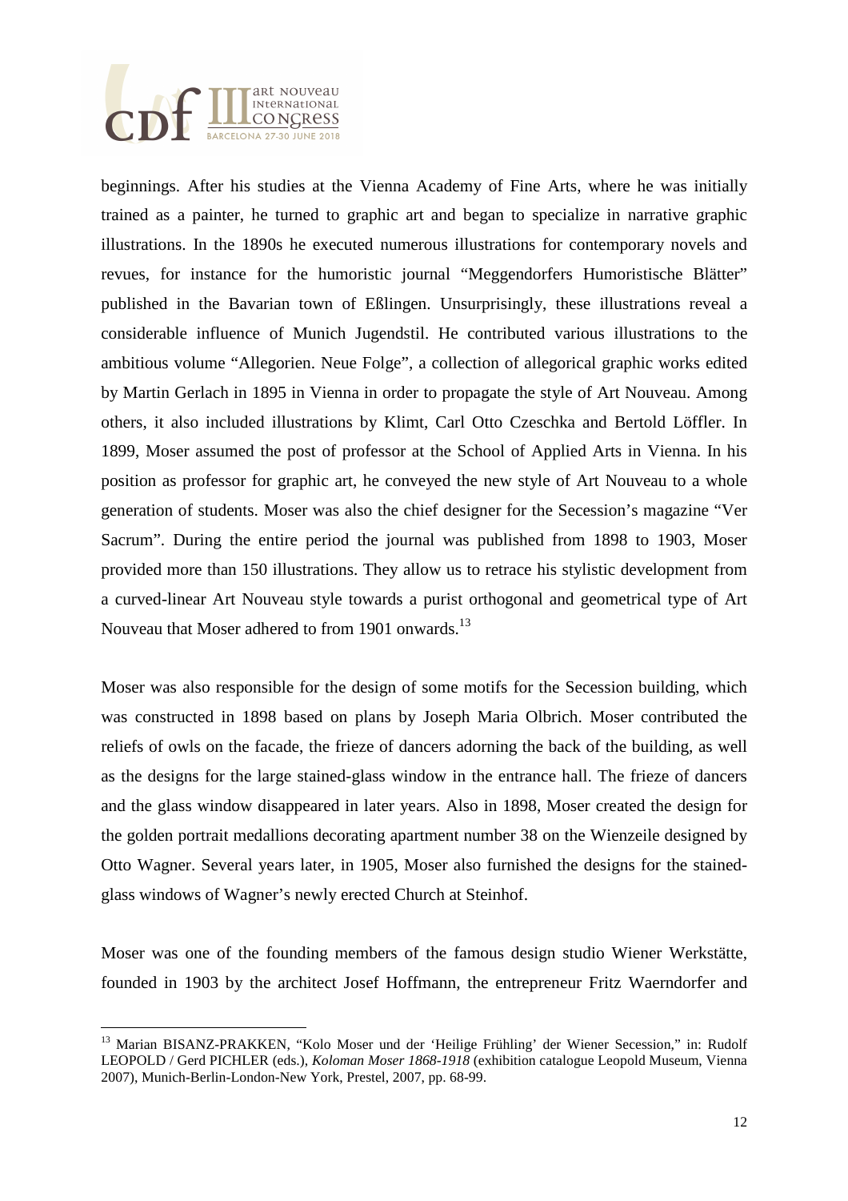beginnings. After his studies at the Vienna Academy of Fine Arts, where he was initially trained as a painter, he turned to graphic art and began to specialize in narrative graphic illustrations. In the 1890s he executed numerous illustrations for contemporary novels and revues, for instance for the humoristic journal "Meggendorfers Humoristische Blätter" published in the Bavarian town of Eßlingen. Unsurprisingly, these illustrations reveal a considerable influence of Munich Jugendstil. He contributed various illustrations to the ambitious volume "Allegorien. Neue Folge", a collection of allegorical graphic works edited by Martin Gerlach in 1895 in Vienna in order to propagate the style of Art Nouveau. Among others, it also included illustrations by Klimt, Carl Otto Czeschka and Bertold Löffler. In 1899, Moser assumed the post of professor at the School of Applied Arts in Vienna. In his position as professor for graphic art, he conveyed the new style of Art Nouveau to a whole generation of students. Moser was also the chief designer for the Secession's magazine "Ver Sacrum". During the entire period the journal was published from 1898 to 1903, Moser provided more than 150 illustrations. They allow us to retrace his stylistic development from a curved-linear Art Nouveau style towards a purist orthogonal and geometrical type of Art Nouveau that Moser adhered to from 1901 onwards.[13]

Moser was also responsible for the design of some motifs for the Secession building, which was constructed in 1898 based on plans by Joseph Maria Olbrich. Moser contributed the reliefs of owls on the facade, the frieze of dancers adorning the back of the building, as well as the designs for the large stained-glass window in the entrance hall. The frieze of dancers and the glass window disappeared in later years. Also in 1898, Moser created the design for the golden portrait medallions decorating apartment number 38 on the Wienzeile designed by Otto Wagner. Several years later, in 1905, Moser also furnished the designs for the stained-glass windows of Wagner's newly erected Church at Steinhof.

Moser was one of the founding members of the famous design studio Wiener Werkstätte, founded in 1903 by the architect Josef Hoffmann, the entrepreneur Fritz Waerndorfer and

[13] Marian BISANZ-PRAKKEN, "Kolo Moser und der 'Heilige Frühling' der Wiener Secession," in: Rudolf LEOPOLD / Gerd PICHLER (eds.), *Koloman Moser 1868-1918* (exhibition catalogue Leopold Museum, Vienna 2007), Munich-Berlin-London-New York, Prestel, 2007, pp. 68-99.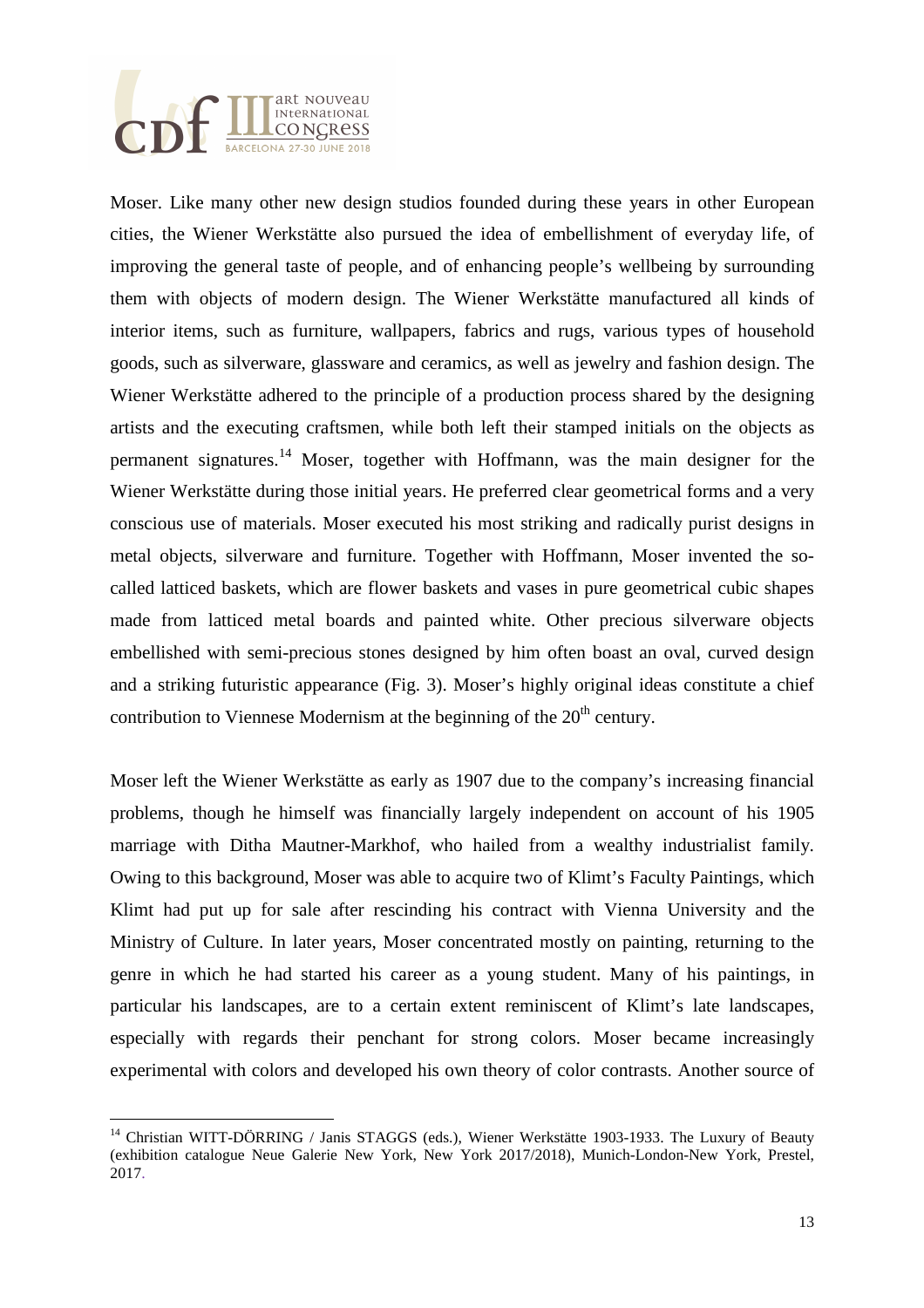Moser. Like many other new design studios founded during these years in other European cities, the Wiener Werkstätte also pursued the idea of embellishment of everyday life, of improving the general taste of people, and of enhancing people's wellbeing by surrounding them with objects of modern design. The Wiener Werkstätte manufactured all kinds of interior items, such as furniture, wallpapers, fabrics and rugs, various types of household goods, such as silverware, glassware and ceramics, as well as jewelry and fashion design. The Wiener Werkstätte adhered to the principle of a production process shared by the designing artists and the executing craftsmen, while both left their stamped initials on the objects as permanent signatures.[14] Moser, together with Hoffmann, was the main designer for the Wiener Werkstätte during those initial years. He preferred clear geometrical forms and a very conscious use of materials. Moser executed his most striking and radically purist designs in metal objects, silverware and furniture. Together with Hoffmann, Moser invented the so-called latticed baskets, which are flower baskets and vases in pure geometrical cubic shapes made from latticed metal boards and painted white. Other precious silverware objects embellished with semi-precious stones designed by him often boast an oval, curved design and a striking futuristic appearance (Fig. 3). Moser's highly original ideas constitute a chief contribution to Viennese Modernism at the beginning of the 20th century.

Moser left the Wiener Werkstätte as early as 1907 due to the company's increasing financial problems, though he himself was financially largely independent on account of his 1905 marriage with Ditha Mautner-Markhof, who hailed from a wealthy industrialist family. Owing to this background, Moser was able to acquire two of Klimt's Faculty Paintings, which Klimt had put up for sale after rescinding his contract with Vienna University and the Ministry of Culture. In later years, Moser concentrated mostly on painting, returning to the genre in which he had started his career as a young student. Many of his paintings, in particular his landscapes, are to a certain extent reminiscent of Klimt's late landscapes, especially with regards their penchant for strong colors. Moser became increasingly experimental with colors and developed his own theory of color contrasts. Another source of

---

[14] Christian WITT-DÖRRING / Janis STAGGS (eds.), Wiener Werkstätte 1903-1933. The Luxury of Beauty (exhibition catalogue Neue Galerie New York, New York 2017/2018), Munich-London-New York, Prestel, 2017.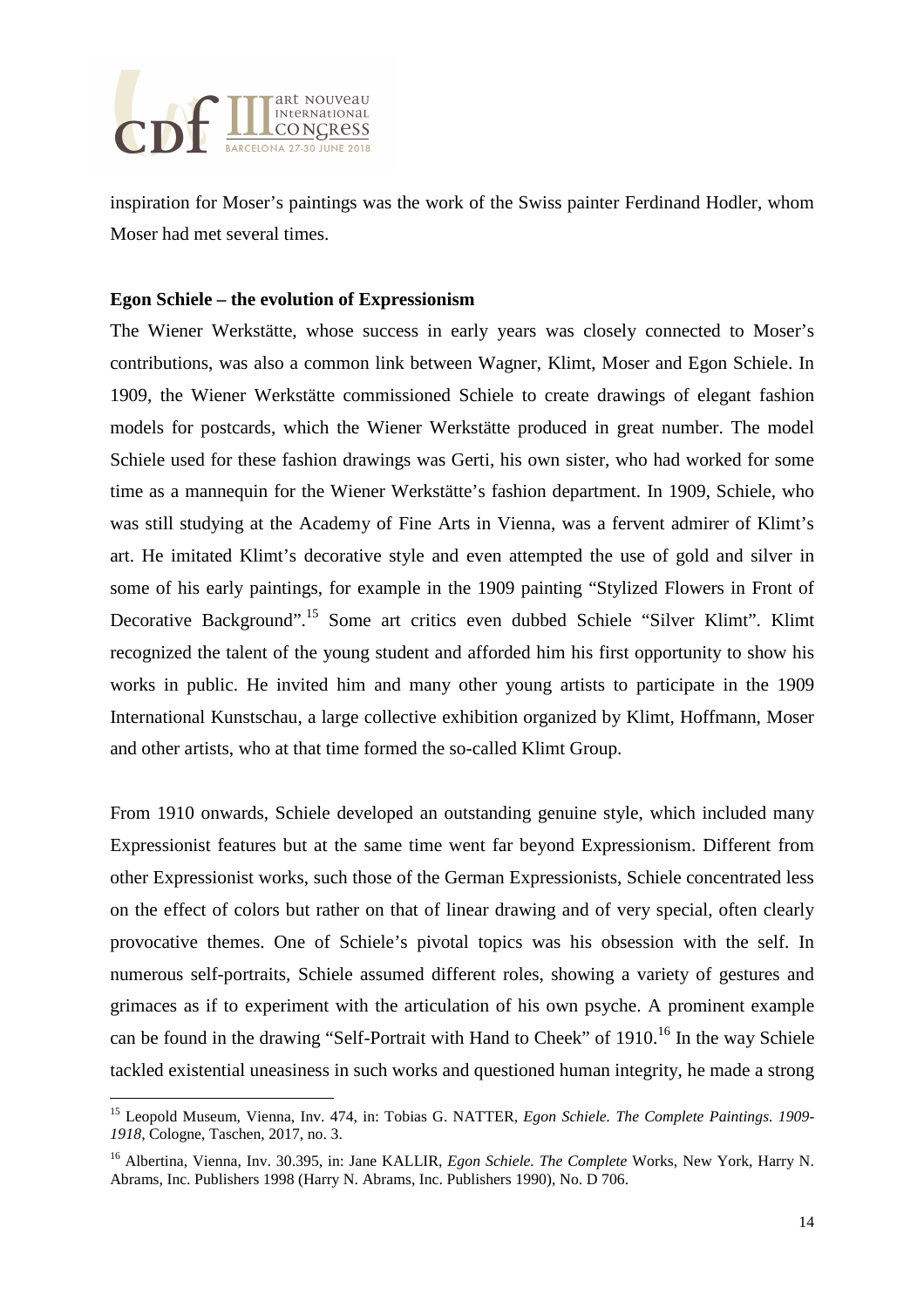inspiration for Moser's paintings was the work of the Swiss painter Ferdinand Hodler, whom Moser had met several times.

**Egon Schiele – the evolution of Expressionism**

The Wiener Werkstätte, whose success in early years was closely connected to Moser's contributions, was also a common link between Wagner, Klimt, Moser and Egon Schiele. In 1909, the Wiener Werkstätte commissioned Schiele to create drawings of elegant fashion models for postcards, which the Wiener Werkstätte produced in great number. The model Schiele used for these fashion drawings was Gerti, his own sister, who had worked for some time as a mannequin for the Wiener Werkstätte's fashion department. In 1909, Schiele, who was still studying at the Academy of Fine Arts in Vienna, was a fervent admirer of Klimt's art. He imitated Klimt's decorative style and even attempted the use of gold and silver in some of his early paintings, for example in the 1909 painting "Stylized Flowers in Front of Decorative Background".[15] Some art critics even dubbed Schiele "Silver Klimt". Klimt recognized the talent of the young student and afforded him his first opportunity to show his works in public. He invited him and many other young artists to participate in the 1909 International Kunstschau, a large collective exhibition organized by Klimt, Hoffmann, Moser and other artists, who at that time formed the so-called Klimt Group.

From 1910 onwards, Schiele developed an outstanding genuine style, which included many Expressionist features but at the same time went far beyond Expressionism. Different from other Expressionist works, such those of the German Expressionists, Schiele concentrated less on the effect of colors but rather on that of linear drawing and of very special, often clearly provocative themes. One of Schiele's pivotal topics was his obsession with the self. In numerous self-portraits, Schiele assumed different roles, showing a variety of gestures and grimaces as if to experiment with the articulation of his own psyche. A prominent example can be found in the drawing "Self-Portrait with Hand to Cheek" of 1910.[16] In the way Schiele tackled existential uneasiness in such works and questioned human integrity, he made a strong

---

[15] Leopold Museum, Vienna, Inv. 474, in: Tobias G. NATTER, *Egon Schiele. The Complete Paintings. 1909-1918*, Cologne, Taschen, 2017, no. 3.

[16] Albertina, Vienna, Inv. 30.395, in: Jane KALLIR, *Egon Schiele. The Complete* Works, New York, Harry N. Abrams, Inc. Publishers 1998 (Harry N. Abrams, Inc. Publishers 1990), No. D 706.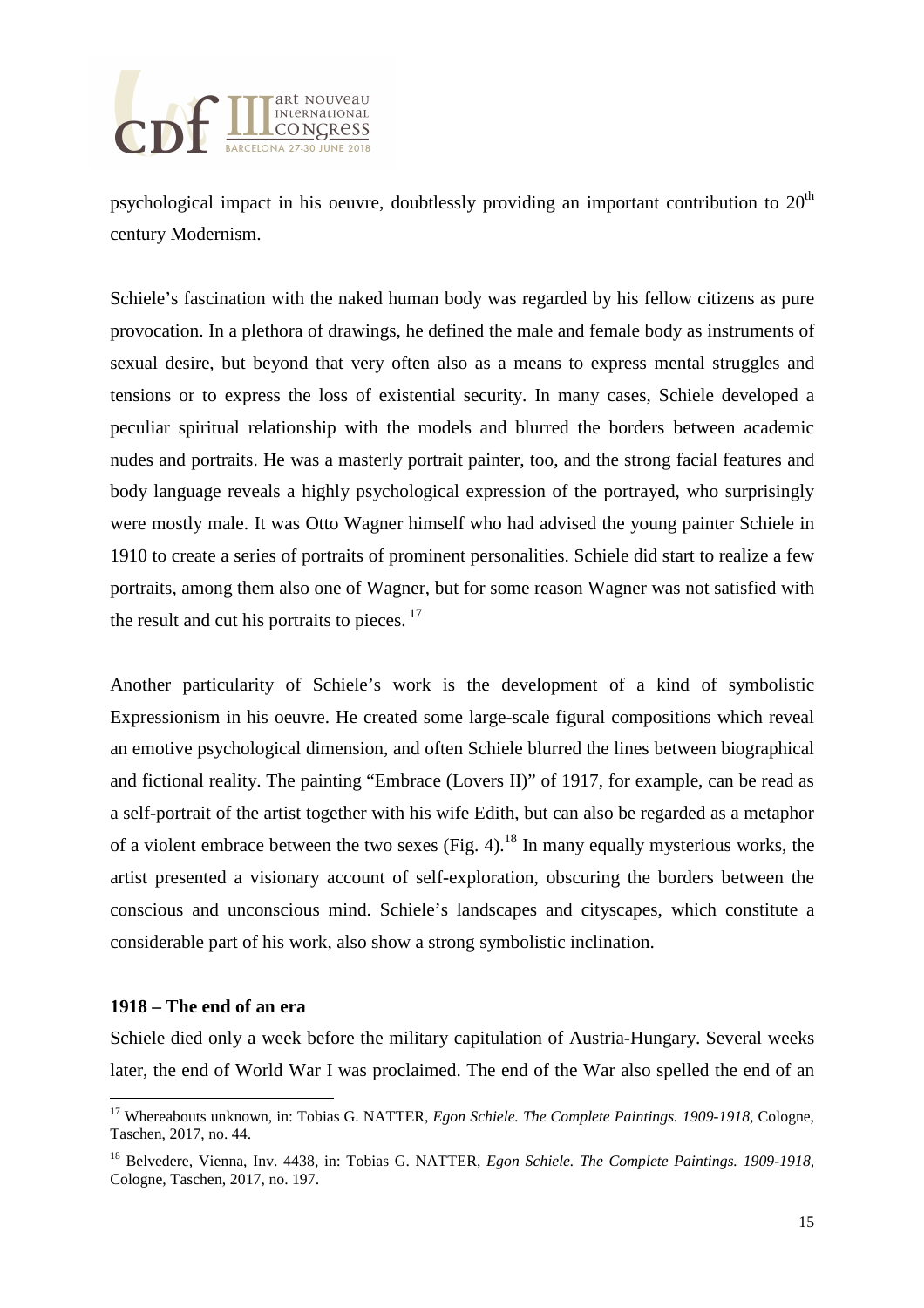psychological impact in his oeuvre, doubtlessly providing an important contribution to 20th century Modernism.

Schiele's fascination with the naked human body was regarded by his fellow citizens as pure provocation. In a plethora of drawings, he defined the male and female body as instruments of sexual desire, but beyond that very often also as a means to express mental struggles and tensions or to express the loss of existential security. In many cases, Schiele developed a peculiar spiritual relationship with the models and blurred the borders between academic nudes and portraits. He was a masterly portrait painter, too, and the strong facial features and body language reveals a highly psychological expression of the portrayed, who surprisingly were mostly male. It was Otto Wagner himself who had advised the young painter Schiele in 1910 to create a series of portraits of prominent personalities. Schiele did start to realize a few portraits, among them also one of Wagner, but for some reason Wagner was not satisfied with the result and cut his portraits to pieces. [17]

Another particularity of Schiele's work is the development of a kind of symbolistic Expressionism in his oeuvre. He created some large-scale figural compositions which reveal an emotive psychological dimension, and often Schiele blurred the lines between biographical and fictional reality. The painting "Embrace (Lovers II)" of 1917, for example, can be read as a self-portrait of the artist together with his wife Edith, but can also be regarded as a metaphor of a violent embrace between the two sexes (Fig. 4).[18] In many equally mysterious works, the artist presented a visionary account of self-exploration, obscuring the borders between the conscious and unconscious mind. Schiele's landscapes and cityscapes, which constitute a considerable part of his work, also show a strong symbolistic inclination.

**1918 – The end of an era**

Schiele died only a week before the military capitulation of Austria-Hungary. Several weeks later, the end of World War I was proclaimed. The end of the War also spelled the end of an

---

[17] Whereabouts unknown, in: Tobias G. NATTER, *Egon Schiele. The Complete Paintings. 1909-1918*, Cologne, Taschen, 2017, no. 44.

[18] Belvedere, Vienna, Inv. 4438, in: Tobias G. NATTER, *Egon Schiele. The Complete Paintings. 1909-1918*, Cologne, Taschen, 2017, no. 197.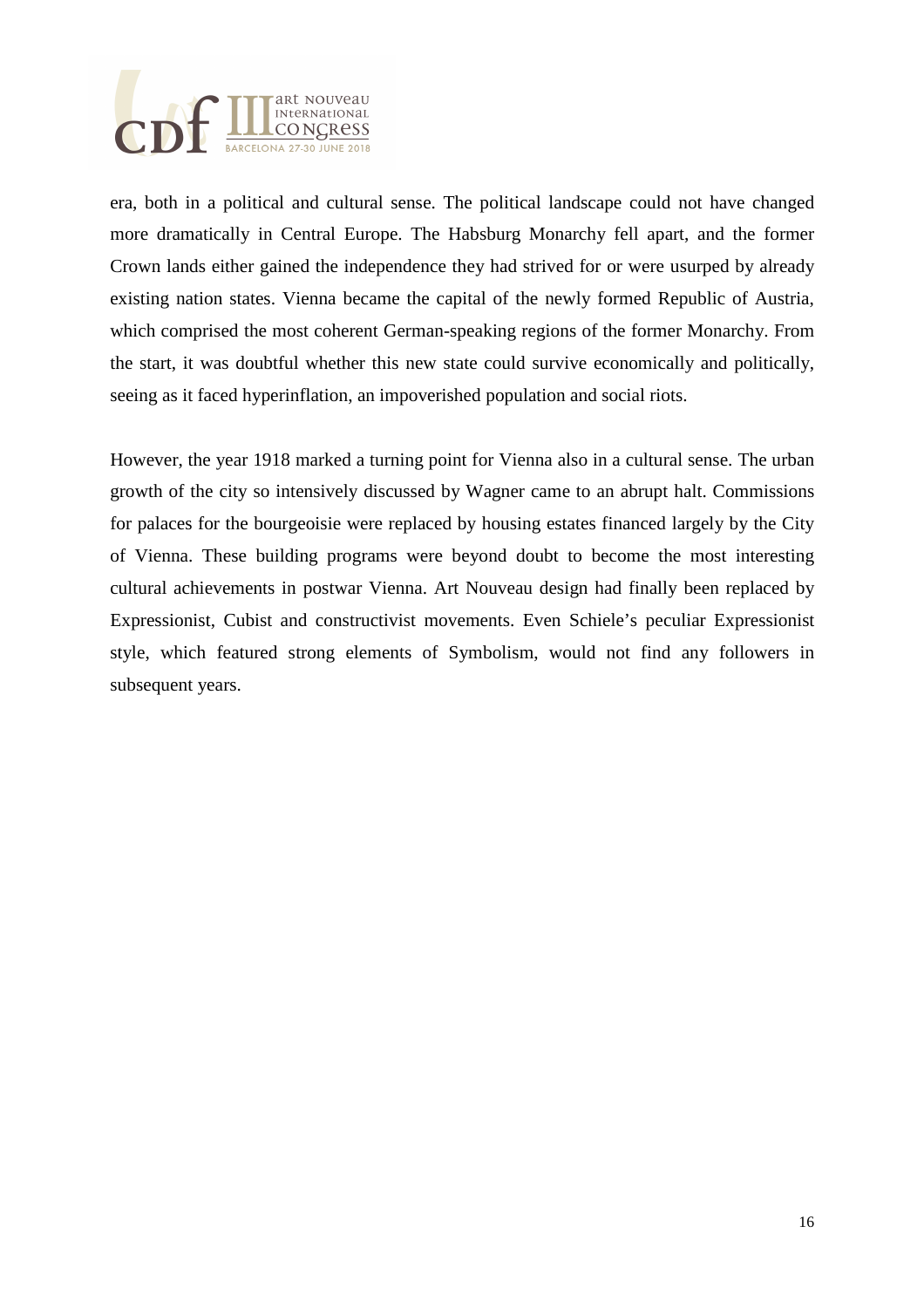era, both in a political and cultural sense. The political landscape could not have changed more dramatically in Central Europe. The Habsburg Monarchy fell apart, and the former Crown lands either gained the independence they had strived for or were usurped by already existing nation states. Vienna became the capital of the newly formed Republic of Austria, which comprised the most coherent German-speaking regions of the former Monarchy. From the start, it was doubtful whether this new state could survive economically and politically, seeing as it faced hyperinflation, an impoverished population and social riots.

However, the year 1918 marked a turning point for Vienna also in a cultural sense. The urban growth of the city so intensively discussed by Wagner came to an abrupt halt. Commissions for palaces for the bourgeoisie were replaced by housing estates financed largely by the City of Vienna. These building programs were beyond doubt to become the most interesting cultural achievements in postwar Vienna. Art Nouveau design had finally been replaced by Expressionist, Cubist and constructivist movements. Even Schiele's peculiar Expressionist style, which featured strong elements of Symbolism, would not find any followers in subsequent years.